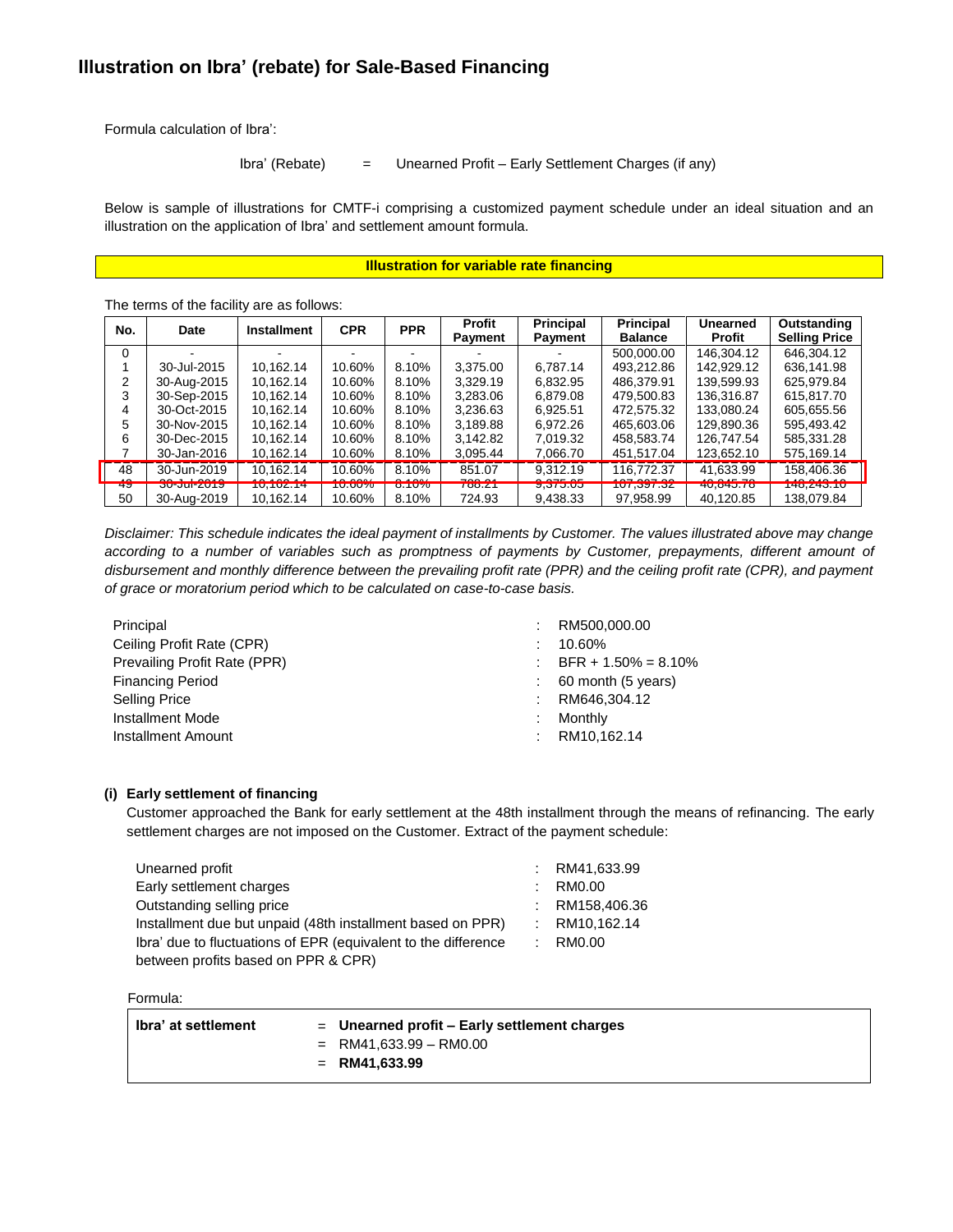# Illustration on Ibra' (rebate) for Sale-Based Financing

Formula calculation of Ibra':

Ibra' (Rebate) = Unearned Profit – Early Settlement Charges (if any)

Below is sample of illustrations for CMTF-i comprising a customized payment schedule under an ideal situation and an illustration on the application of Ibra' and settlement amount formula.

**Illustration for variable rate financing**

The terms of the facility are as follows:

| No. | Date | Installment | CPR | PPR | Profit Payment | Principal Payment | Principal Balance | Unearned Profit | Outstanding Selling Price |
|---|---|---|---|---|---|---|---|---|---|
| 0 | - | - | - | - | - | - | 500,000.00 | 146,304.12 | 646,304.12 |
| 1 | 30-Jul-2015 | 10,162.14 | 10.60% | 8.10% | 3,375.00 | 6,787.14 | 493,212.86 | 142,929.12 | 636,141.98 |
| 2 | 30-Aug-2015 | 10,162.14 | 10.60% | 8.10% | 3,329.19 | 6,832.95 | 486,379.91 | 139,599.93 | 625,979.84 |
| 3 | 30-Sep-2015 | 10,162.14 | 10.60% | 8.10% | 3,283.06 | 6,879.08 | 479,500.83 | 136,316.87 | 615,817.70 |
| 4 | 30-Oct-2015 | 10,162.14 | 10.60% | 8.10% | 3,236.63 | 6,925.51 | 472,575.32 | 133,080.24 | 605,655.56 |
| 5 | 30-Nov-2015 | 10,162.14 | 10.60% | 8.10% | 3,189.88 | 6,972.26 | 465,603.06 | 129,890.36 | 595,493.42 |
| 6 | 30-Dec-2015 | 10,162.14 | 10.60% | 8.10% | 3,142.82 | 7,019.32 | 458,583.74 | 126,747.54 | 585,331.28 |
| 7 | 30-Jan-2016 | 10,162.14 | 10.60% | 8.10% | 3,095.44 | 7,066.70 | 451,517.04 | 123,652.10 | 575,169.14 |
| 48 | 30-Jun-2019 | 10,162.14 | 10.60% | 8.10% | 851.07 | 9,312.19 | 116,772.37 | 41,633.99 | 158,406.36 |
| 49 | 30-Jul-2019 | 10,162.14 | 10.60% | 8.10% | 788.21 | 9,375.05 | 107,397.32 | 40,845.78 | 148,243.10 |
| 50 | 30-Aug-2019 | 10,162.14 | 10.60% | 8.10% | 724.93 | 9,438.33 | 97,958.99 | 40,120.85 | 138,079.84 |

*Disclaimer: This schedule indicates the ideal payment of installments by Customer. The values illustrated above may change according to a number of variables such as promptness of payments by Customer, prepayments, different amount of disbursement and monthly difference between the prevailing profit rate (PPR) and the ceiling profit rate (CPR), and payment of grace or moratorium period which to be calculated on case-to-case basis.*

| | | |
|---|---|---|
| Principal | : | RM500,000.00 |
| Ceiling Profit Rate (CPR) | : | 10.60% |
| Prevailing Profit Rate (PPR) | : | BFR + 1.50% = 8.10% |
| Financing Period | : | 60 month (5 years) |
| Selling Price | : | RM646,304.12 |
| Installment Mode | : | Monthly |
| Installment Amount | : | RM10,162.14 |

**(i) Early settlement of financing**

Customer approached the Bank for early settlement at the 48th installment through the means of refinancing. The early settlement charges are not imposed on the Customer. Extract of the payment schedule:

| | | |
|---|---|---|
| Unearned profit | : | RM41,633.99 |
| Early settlement charges | : | RM0.00 |
| Outstanding selling price | : | RM158,406.36 |
| Installment due but unpaid (48th installment based on PPR) | : | RM10,162.14 |
| Ibra' due to fluctuations of EPR (equivalent to the difference between profits based on PPR & CPR) | : | RM0.00 |

Formula:

| | |
|---|---|
| **Ibra' at settlement** | = **Unearned profit – Early settlement charges** |
| | = RM41,633.99 – RM0.00 |
| | = **RM41,633.99** |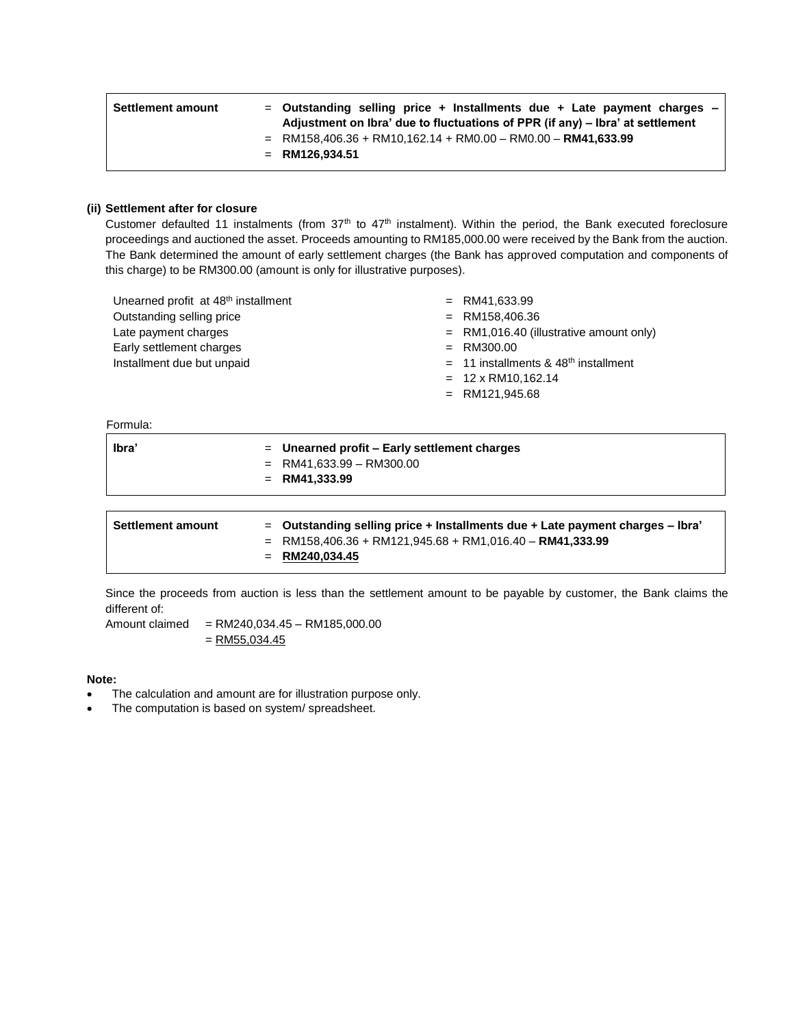| Settlement amount | = **Outstanding selling price + Installments due + Late payment charges – Adjustment on Ibra' due to fluctuations of PPR (if any) – Ibra' at settlement** |
|---|---|
| | = RM158,406.36 + RM10,162.14 + RM0.00 – RM0.00 – **RM41,633.99** |
| | = **RM126,934.51** |

**(ii) Settlement after for closure**

Customer defaulted 11 instalments (from 37th to 47th instalment). Within the period, the Bank executed foreclosure proceedings and auctioned the asset. Proceeds amounting to RM185,000.00 were received by the Bank from the auction. The Bank determined the amount of early settlement charges (the Bank has approved computation and components of this charge) to be RM300.00 (amount is only for illustrative purposes).

| | |
|---|---|
| Unearned profit at 48th installment | = RM41,633.99 |
| Outstanding selling price | = RM158,406.36 |
| Late payment charges | = RM1,016.40 (illustrative amount only) |
| Early settlement charges | = RM300.00 |
| Installment due but unpaid | = 11 installments & 48th installment |
| | = 12 x RM10,162.14 |
| | = RM121,945.68 |

Formula:

| Ibra' | = **Unearned profit – Early settlement charges** |
|---|---|
| | = RM41,633.99 – RM300.00 |
| | = **RM41,333.99** |

| Settlement amount | = **Outstanding selling price + Installments due + Late payment charges – Ibra'** |
|---|---|
| | = RM158,406.36 + RM121,945.68 + RM1,016.40 – **RM41,333.99** |
| | = **RM240,034.45** |

Since the proceeds from auction is less than the settlement amount to be payable by customer, the Bank claims the different of:

Amount claimed = RM240,034.45 – RM185,000.00
= RM55,034.45

**Note:**

- The calculation and amount are for illustration purpose only.
- The computation is based on system/ spreadsheet.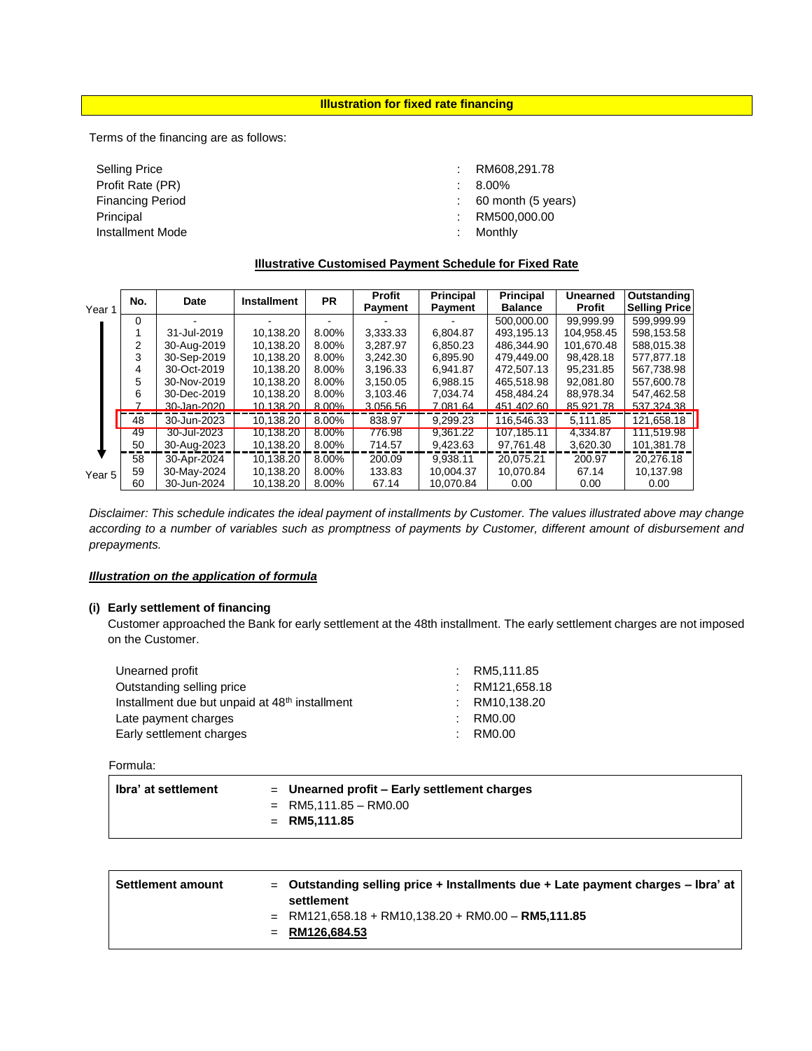**Illustration for fixed rate financing**

Terms of the financing are as follows:

| | | |
|---|---|---|
| Selling Price | : | RM608,291.78 |
| Profit Rate (PR) | : | 8.00% |
| Financing Period | : | 60 month (5 years) |
| Principal | : | RM500,000.00 |
| Installment Mode | : | Monthly |

**Illustrative Customised Payment Schedule for Fixed Rate**

| | No. | Date | Installment | PR | Profit Payment | Principal Payment | Principal Balance | Unearned Profit | Outstanding Selling Price |
|---|---|---|---|---|---|---|---|---|---|
| Year 1 | 0 | - | - | - | - | - | 500,000.00 | 99,999.99 | 599,999.99 |
| | 1 | 31-Jul-2019 | 10,138.20 | 8.00% | 3,333.33 | 6,804.87 | 493,195.13 | 104,958.45 | 598,153.58 |
| | 2 | 30-Aug-2019 | 10,138.20 | 8.00% | 3,287.97 | 6,850.23 | 486,344.90 | 101,670.48 | 588,015.38 |
| | 3 | 30-Sep-2019 | 10,138.20 | 8.00% | 3,242.30 | 6,895.90 | 479,449.00 | 98,428.18 | 577,877.18 |
| | 4 | 30-Oct-2019 | 10,138.20 | 8.00% | 3,196.33 | 6,941.87 | 472,507.13 | 95,231.85 | 567,738.98 |
| | 5 | 30-Nov-2019 | 10,138.20 | 8.00% | 3,150.05 | 6,988.15 | 465,518.98 | 92,081.80 | 557,600.78 |
| | 6 | 30-Dec-2019 | 10,138.20 | 8.00% | 3,103.46 | 7,034.74 | 458,484.24 | 88,978.34 | 547,462.58 |
| | 7 | 30-Jan-2020 | 10,138.20 | 8.00% | 3,056.56 | 7,081.64 | 451,402.60 | 85,921.78 | 537,324.38 |
| | 48 | 30-Jun-2023 | 10,138.20 | 8.00% | 838.97 | 9,299.23 | 116,546.33 | 5,111.85 | 121,658.18 |
| | 49 | 30-Jul-2023 | 10,138.20 | 8.00% | 776.98 | 9,361.22 | 107,185.11 | 4,334.87 | 111,519.98 |
| | 50 | 30-Aug-2023 | 10,138.20 | 8.00% | 714.57 | 9,423.63 | 97,761.48 | 3,620.30 | 101,381.78 |
| | 58 | 30-Apr-2024 | 10,138.20 | 8.00% | 200.09 | 9,938.11 | 20,075.21 | 200.97 | 20,276.18 |
| Year 5 | 59 | 30-May-2024 | 10,138.20 | 8.00% | 133.83 | 10,004.37 | 10,070.84 | 67.14 | 10,137.98 |
| | 60 | 30-Jun-2024 | 10,138.20 | 8.00% | 67.14 | 10,070.84 | 0.00 | 0.00 | 0.00 |

*Disclaimer: This schedule indicates the ideal payment of installments by Customer. The values illustrated above may change according to a number of variables such as promptness of payments by Customer, different amount of disbursement and prepayments.*

***Illustration on the application of formula***

**(i) Early settlement of financing**

Customer approached the Bank for early settlement at the 48th installment. The early settlement charges are not imposed on the Customer.

| | | |
|---|---|---|
| Unearned profit | : | RM5,111.85 |
| Outstanding selling price | : | RM121,658.18 |
| Installment due but unpaid at 48th installment | : | RM10,138.20 |
| Late payment charges | : | RM0.00 |
| Early settlement charges | : | RM0.00 |

Formula:

| | |
|---|---|
| **Ibra' at settlement** | = **Unearned profit – Early settlement charges** |
| | = RM5,111.85 – RM0.00 |
| | = **RM5,111.85** |

| | |
|---|---|
| **Settlement amount** | = **Outstanding selling price + Installments due + Late payment charges – Ibra' at settlement** |
| | = RM121,658.18 + RM10,138.20 + RM0.00 – **RM5,111.85** |
| | = **RM126,684.53** |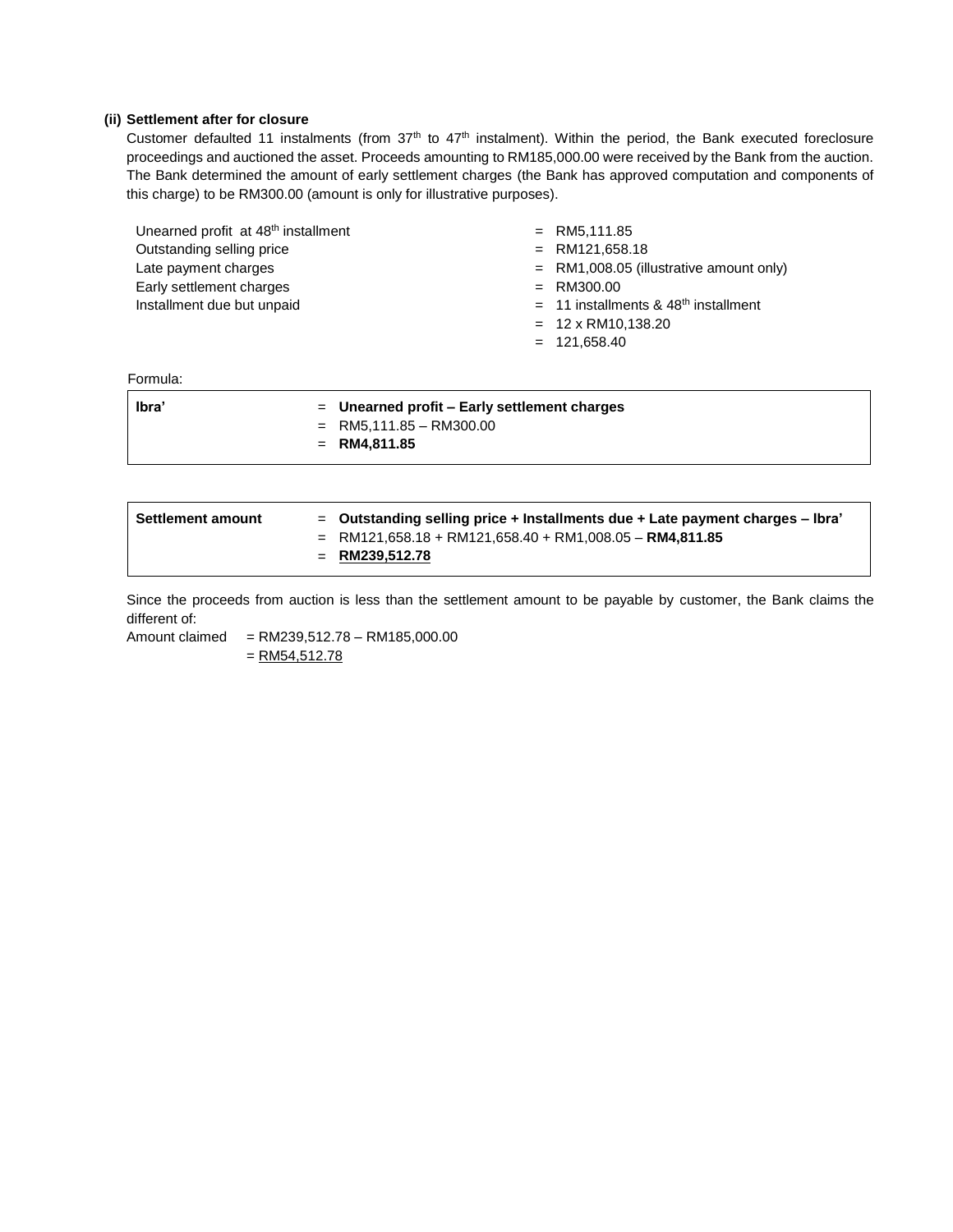**(ii) Settlement after for closure**

Customer defaulted 11 instalments (from 37[th] to 47[th] instalment). Within the period, the Bank executed foreclosure proceedings and auctioned the asset. Proceeds amounting to RM185,000.00 were received by the Bank from the auction. The Bank determined the amount of early settlement charges (the Bank has approved computation and components of this charge) to be RM300.00 (amount is only for illustrative purposes).

| | |
|---|---|
| Unearned profit at 48[th] installment | = RM5,111.85 |
| Outstanding selling price | = RM121,658.18 |
| Late payment charges | = RM1,008.05 (illustrative amount only) |
| Early settlement charges | = RM300.00 |
| Installment due but unpaid | = 11 installments & 48[th] installment |
| | = 12 x RM10,138.20 |
| | = 121,658.40 |

Formula:

| | |
|---|---|
| **Ibra'** | = **Unearned profit – Early settlement charges** |
| | = RM5,111.85 – RM300.00 |
| | = **RM4,811.85** |

| | |
|---|---|
| **Settlement amount** | = **Outstanding selling price + Installments due + Late payment charges – Ibra'** |
| | = RM121,658.18 + RM121,658.40 + RM1,008.05 – **RM4,811.85** |
| | = **RM239,512.78** |

Since the proceeds from auction is less than the settlement amount to be payable by customer, the Bank claims the different of:

Amount claimed = RM239,512.78 – RM185,000.00
= RM54,512.78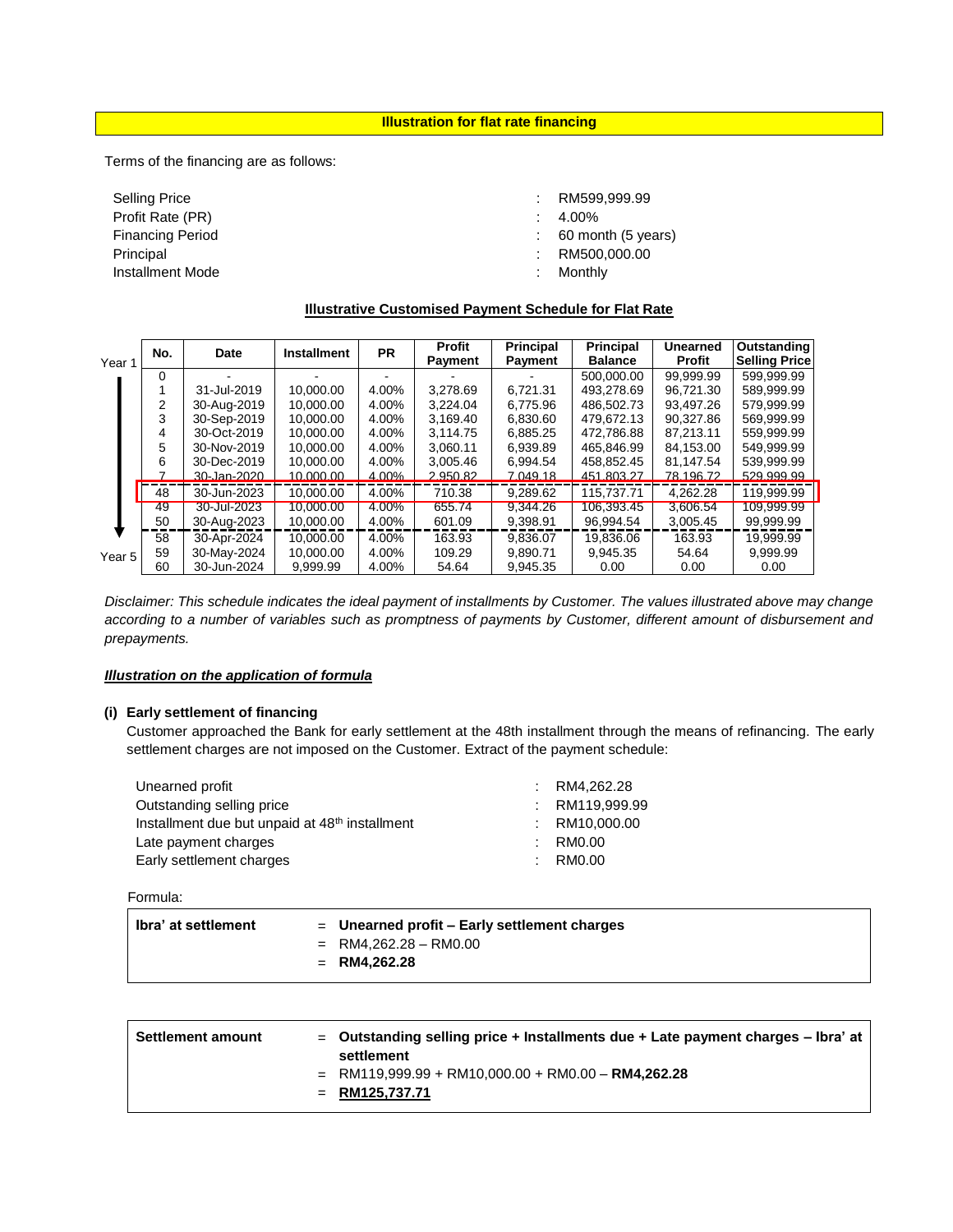**Illustration for flat rate financing**

Terms of the financing are as follows:

| | |
|---|---|
| Selling Price | : RM599,999.99 |
| Profit Rate (PR) | : 4.00% |
| Financing Period | : 60 month (5 years) |
| Principal | : RM500,000.00 |
| Installment Mode | : Monthly |

**Illustrative Customised Payment Schedule for Flat Rate**

| | No. | Date | Installment | PR | Profit Payment | Principal Payment | Principal Balance | Unearned Profit | Outstanding Selling Price |
|---|---|---|---|---|---|---|---|---|---|
| Year 1 | 0 | - | - | - | - | - | 500,000.00 | 99,999.99 | 599,999.99 |
| | 1 | 31-Jul-2019 | 10,000.00 | 4.00% | 3,278.69 | 6,721.31 | 493,278.69 | 96,721.30 | 589,999.99 |
| | 2 | 30-Aug-2019 | 10,000.00 | 4.00% | 3,224.04 | 6,775.96 | 486,502.73 | 93,497.26 | 579,999.99 |
| | 3 | 30-Sep-2019 | 10,000.00 | 4.00% | 3,169.40 | 6,830.60 | 479,672.13 | 90,327.86 | 569,999.99 |
| | 4 | 30-Oct-2019 | 10,000.00 | 4.00% | 3,114.75 | 6,885.25 | 472,786.88 | 87,213.11 | 559,999.99 |
| | 5 | 30-Nov-2019 | 10,000.00 | 4.00% | 3,060.11 | 6,939.89 | 465,846.99 | 84,153.00 | 549,999.99 |
| | 6 | 30-Dec-2019 | 10,000.00 | 4.00% | 3,005.46 | 6,994.54 | 458,852.45 | 81,147.54 | 539,999.99 |
| | 7 | 30-Jan-2020 | 10,000.00 | 4.00% | 2,950.82 | 7,049.18 | 451,803.27 | 78,196.72 | 529,999.99 |
| | 48 | 30-Jun-2023 | 10,000.00 | 4.00% | 710.38 | 9,289.62 | 115,737.71 | 4,262.28 | 119,999.99 |
| | 49 | 30-Jul-2023 | 10,000.00 | 4.00% | 655.74 | 9,344.26 | 106,393.45 | 3,606.54 | 109,999.99 |
| | 50 | 30-Aug-2023 | 10,000.00 | 4.00% | 601.09 | 9,398.91 | 96,994.54 | 3,005.45 | 99,999.99 |
| | 58 | 30-Apr-2024 | 10,000.00 | 4.00% | 163.93 | 9,836.07 | 19,836.06 | 163.93 | 19,999.99 |
| Year 5 | 59 | 30-May-2024 | 10,000.00 | 4.00% | 109.29 | 9,890.71 | 9,945.35 | 54.64 | 9,999.99 |
| | 60 | 30-Jun-2024 | 9,999.99 | 4.00% | 54.64 | 9,945.35 | 0.00 | 0.00 | 0.00 |

*Disclaimer: This schedule indicates the ideal payment of installments by Customer. The values illustrated above may change according to a number of variables such as promptness of payments by Customer, different amount of disbursement and prepayments.*

***Illustration on the application of formula***

**(i) Early settlement of financing**

Customer approached the Bank for early settlement at the 48th installment through the means of refinancing. The early settlement charges are not imposed on the Customer. Extract of the payment schedule:

| | |
|---|---|
| Unearned profit | : RM4,262.28 |
| Outstanding selling price | : RM119,999.99 |
| Installment due but unpaid at 48th installment | : RM10,000.00 |
| Late payment charges | : RM0.00 |
| Early settlement charges | : RM0.00 |

Formula:

| | |
|---|---|
| **Ibra' at settlement** | = **Unearned profit – Early settlement charges** <br> = RM4,262.28 – RM0.00 <br> = **RM4,262.28** |

| | |
|---|---|
| **Settlement amount** | = **Outstanding selling price + Installments due + Late payment charges – Ibra' at settlement** <br> = RM119,999.99 + RM10,000.00 + RM0.00 – **RM4,262.28** <br> = **RM125,737.71** |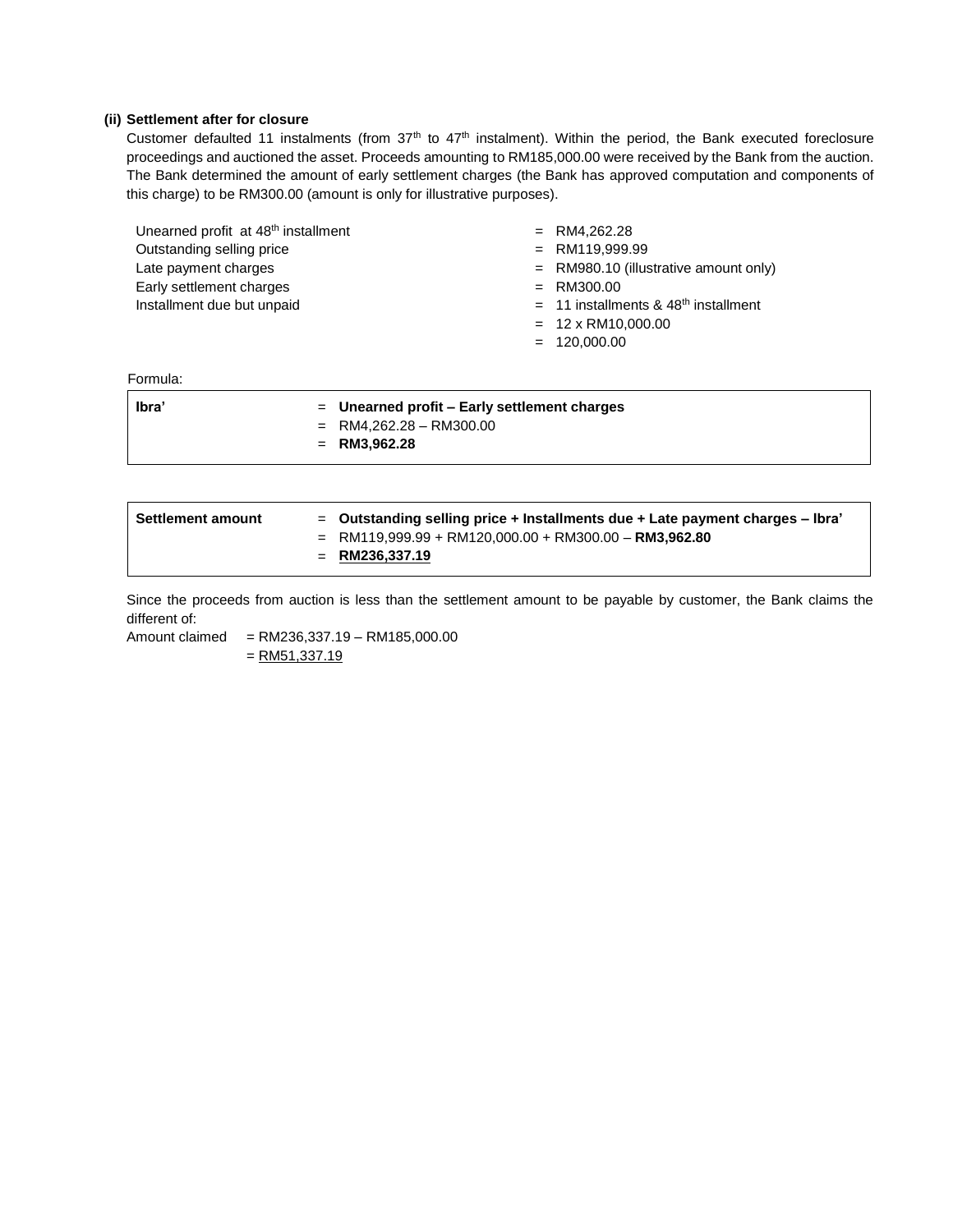**(ii) Settlement after for closure**

Customer defaulted 11 instalments (from 37th to 47th instalment). Within the period, the Bank executed foreclosure proceedings and auctioned the asset. Proceeds amounting to RM185,000.00 were received by the Bank from the auction. The Bank determined the amount of early settlement charges (the Bank has approved computation and components of this charge) to be RM300.00 (amount is only for illustrative purposes).

| | |
|---|---|
| Unearned profit at 48th installment | = RM4,262.28 |
| Outstanding selling price | = RM119,999.99 |
| Late payment charges | = RM980.10 (illustrative amount only) |
| Early settlement charges | = RM300.00 |
| Installment due but unpaid | = 11 installments & 48th installment |
| | = 12 x RM10,000.00 |
| | = 120,000.00 |

Formula:

| | |
|---|---|
| **Ibra'** | = **Unearned profit – Early settlement charges** |
| | = RM4,262.28 – RM300.00 |
| | = **RM3,962.28** |

| | |
|---|---|
| **Settlement amount** | = **Outstanding selling price + Installments due + Late payment charges – Ibra'** |
| | = RM119,999.99 + RM120,000.00 + RM300.00 – **RM3,962.80** |
| | = **RM236,337.19** |

Since the proceeds from auction is less than the settlement amount to be payable by customer, the Bank claims the different of:

Amount claimed = RM236,337.19 – RM185,000.00

= RM51,337.19